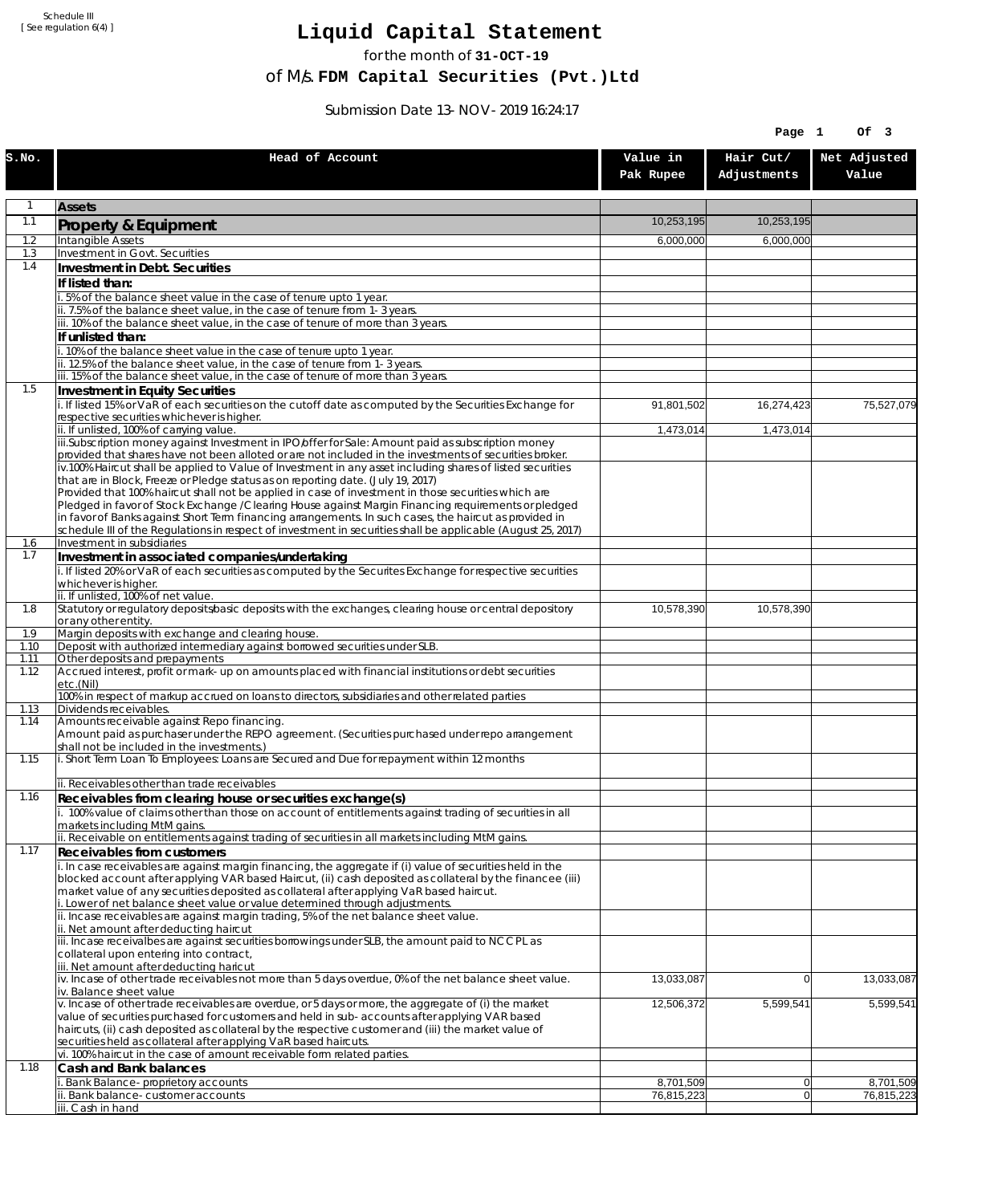Schedule III
[ See regulation 6(4) ]

# Liquid Capital Statement

for the month of **31-OCT-19**

of M/s. **FDM Capital Securities (Pvt.)Ltd**

Submission Date 13-NOV-2019 16:24:17

| S.No. | Head of Account | Value in Pak Rupee | Hair Cut/ Adjustments | Net Adjusted Value |
|---|---|---|---|---|
| 1 | **Assets** | | | |
| 1.1 | **Property & Equipment** | 10,253,195 | 10,253,195 | |
| 1.2 | Intangible Assets | 6,000,000 | 6,000,000 | |
| 1.3 | Investment in Govt. Securities | | | |
| 1.4 | **Investment in Debt. Securities** | | | |
| | **If listed than:** | | | |
| | i. 5% of the balance sheet value in the case of tenure upto 1 year. | | | |
| | ii. 7.5% of the balance sheet value, in the case of tenure from 1-3 years. | | | |
| | iii. 10% of the balance sheet value, in the case of tenure of more than 3 years. | | | |
| | **If unlisted than:** | | | |
| | i. 10% of the balance sheet value in the case of tenure upto 1 year. | | | |
| | ii. 12.5% of the balance sheet value, in the case of tenure from 1-3 years. | | | |
| | iii. 15% of the balance sheet value, in the case of tenure of more than 3 years. | | | |
| 1.5 | **Investment in Equity Securities** | | | |
| | i. If listed 15% or VaR of each securities on the cutoff date as computed by the Securities Exchange for respective securities whichever is higher. | 91,801,502 | 16,274,423 | 75,527,079 |
| | ii. If unlisted, 100% of carrying value. | 1,473,014 | 1,473,014 | |
| | iii.Subscription money against Investment in IPO/offer for Sale: Amount paid as subscription money provided that shares have not been alloted or are not included in the investments of securities broker. | | | |
| | iv.100% Haircut shall be applied to Value of Investment in any asset including shares of listed securities that are in Block, Freeze or Pledge status as on reporting date. (July 19, 2017) Provided that 100% haircut shall not be applied in case of investment in those securities which are Pledged in favor of Stock Exchange / Clearing House against Margin Financing requirements or pledged in favor of Banks against Short Term financing arrangements. In such cases, the haircut as provided in schedule III of the Regulations in respect of investment in securities shall be applicable (August 25, 2017) | | | |
| 1.6 | Investment in subsidiaries | | | |
| 1.7 | **Investment in associated companies/undertaking** | | | |
| | i. If listed 20% or VaR of each securities as computed by the Securites Exchange for respective securities whichever is higher. | | | |
| | ii. If unlisted, 100% of net value. | | | |
| 1.8 | Statutory or regulatory deposits/basic deposits with the exchanges, clearing house or central depository or any other entity. | 10,578,390 | 10,578,390 | |
| 1.9 | Margin deposits with exchange and clearing house. | | | |
| 1.10 | Deposit with authorized intermediary against borrowed securities under SLB. | | | |
| 1.11 | Other deposits and prepayments | | | |
| 1.12 | Accrued interest, profit or mark-up on amounts placed with financial institutions or debt securities etc.(Nil) | | | |
| | 100% in respect of markup accrued on loans to directors, subsidiaries and other related parties | | | |
| 1.13 | Dividends receivables. | | | |
| 1.14 | Amounts receivable against Repo financing. Amount paid as purchaser under the REPO agreement. (Securities purchased under repo arrangement shall not be included in the investments.) | | | |
| 1.15 | i. Short Term Loan To Employees: Loans are Secured and Due for repayment within 12 months | | | |
| | ii. Receivables other than trade receivables | | | |
| 1.16 | **Receivables from clearing house or securities exchange(s)** | | | |
| | i. 100% value of claims other than those on account of entitlements against trading of securities in all markets including MtM gains. | | | |
| | ii. Receivable on entitlements against trading of securities in all markets including MtM gains. | | | |
| 1.17 | **Receivables from customers** | | | |
| | i. In case receivables are against margin financing, the aggregate if (i) value of securities held in the blocked account after applying VAR based Haircut, (ii) cash deposited as collateral by the financee (iii) market value of any securities deposited as collateral after applying VaR based haircut.<br>i. Lower of net balance sheet value or value determined through adjustments. | | | |
| | ii. Incase receivables are against margin trading, 5% of the net balance sheet value.<br>ii. Net amount after deducting haircut | | | |
| | iii. Incase receivalbes are against securities borrowings under SLB, the amount paid to NCCPL as collateral upon entering into contract,<br>iii. Net amount after deducting haricut | | | |
| | iv. Incase of other trade receivables not more than 5 days overdue, 0% of the net balance sheet value.<br>iv. Balance sheet value | 13,033,087 | 0 | 13,033,087 |
| | v. Incase of other trade receivables are overdue, or 5 days or more, the aggregate of (i) the market value of securities purchased for customers and held in sub-accounts after applying VAR based haircuts, (ii) cash deposited as collateral by the respective customer and (iii) the market value of securities held as collateral after applying VaR based haircuts. | 12,506,372 | 5,599,541 | 5,599,541 |
| | vi. 100% haircut in the case of amount receivable form related parties. | | | |
| 1.18 | **Cash and Bank balances** | | | |
| | i. Bank Balance-proprietory accounts | 8,701,509 | 0 | 8,701,509 |
| | ii. Bank balance-customer accounts | 76,815,223 | 0 | 76,815,223 |
| | iii. Cash in hand | | | |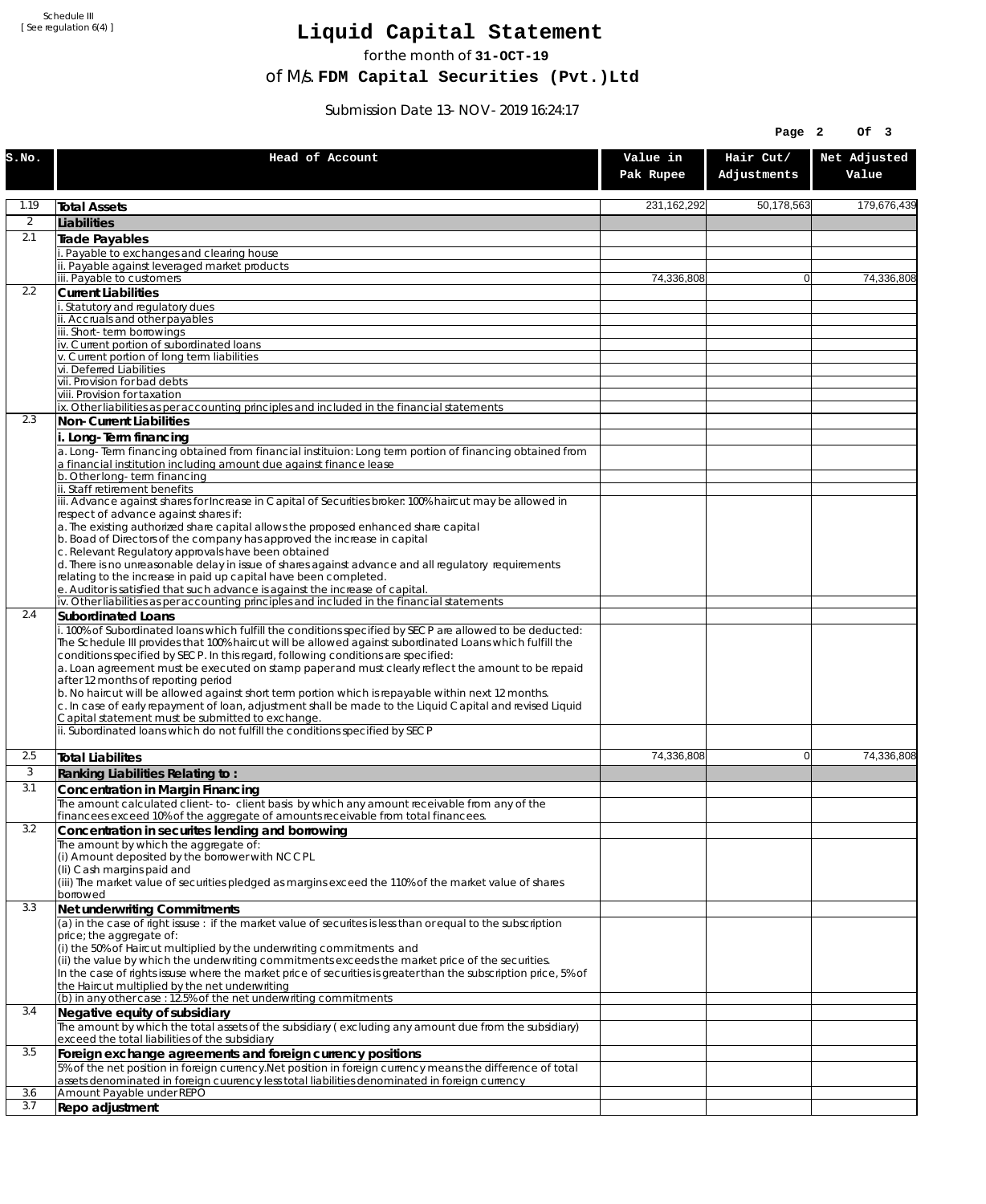Schedule III
[ See regulation 6(4) ]

# Liquid Capital Statement

for the month of **31-OCT-19**

of M/s. **FDM Capital Securities (Pvt.)Ltd**

Submission Date 13-NOV-2019 16:24:17

| S.No. | Head of Account | Value in Pak Rupee | Hair Cut/ Adjustments | Net Adjusted Value |
|---|---|---|---|---|
| 1.19 | **Total Assets** | 231,162,292 | 50,178,563 | 179,676,439 |
| 2 | **Liabilities** | | | |
| 2.1 | **Trade Payables** | | | |
| | i. Payable to exchanges and clearing house | | | |
| | ii. Payable against leveraged market products | | | |
| | iii. Payable to customers | 74,336,808 | 0 | 74,336,808 |
| 2.2 | **Current Liabilities** | | | |
| | i. Statutory and regulatory dues | | | |
| | ii. Accruals and other payables | | | |
| | iii. Short-term borrowings | | | |
| | iv. Current portion of subordinated loans | | | |
| | v. Current portion of long term liabilities | | | |
| | vi. Deferred Liabilities | | | |
| | vii. Provision for bad debts | | | |
| | viii. Provision for taxation | | | |
| | ix. Other liabilities as per accounting principles and included in the financial statements | | | |
| 2.3 | **Non-Current Liabilities** | | | |
| | **i. Long-Term financing** | | | |
| | a. Long-Term financing obtained from financial instituion: Long term portion of financing obtained from a financial institution including amount due against finance lease | | | |
| | b. Other long-term financing | | | |
| | ii. Staff retirement benefits | | | |
| | iii. Advance against shares for Increase in Capital of Securities broker: 100% haircut may be allowed in respect of advance against shares if:<br>a. The existing authorized share capital allows the proposed enhanced share capital<br>b. Boad of Directors of the company has approved the increase in capital<br>c. Relevant Regulatory approvals have been obtained<br>d. There is no unreasonable delay in issue of shares against advance and all regulatory requirements relating to the increase in paid up capital have been completed.<br>e. Auditor is satisfied that such advance is against the increase of capital. | | | |
| | iv. Other liabilities as per accounting principles and included in the financial statements | | | |
| 2.4 | **Subordinated Loans** | | | |
| | i. 100% of Subordinated loans which fulfill the conditions specified by SECP are allowed to be deducted:<br>The Schedule III provides that 100% haircut will be allowed against subordinated Loans which fulfill the conditions specified by SECP. In this regard, following conditions are specified:<br>a. Loan agreement must be executed on stamp paper and must clearly reflect the amount to be repaid after 12 months of reporting period<br>b. No haircut will be allowed against short term portion which is repayable within next 12 months.<br>c. In case of early repayment of loan, adjustment shall be made to the Liquid Capital and revised Liquid Capital statement must be submitted to exchange. | | | |
| | ii. Subordinated loans which do not fulfill the conditions specified by SECP | | | |
| 2.5 | **Total Liabilites** | 74,336,808 | 0 | 74,336,808 |
| 3 | **Ranking Liabilities Relating to :** | | | |
| 3.1 | **Concentration in Margin Financing** | | | |
| | The amount calculated client-to- client basis by which any amount receivable from any of the financees exceed 10% of the aggregate of amounts receivable from total financees. | | | |
| 3.2 | **Concentration in securites lending and borrowing** | | | |
| | The amount by which the aggregate of:<br>(i) Amount deposited by the borrower with NCCPL<br>(Ii) Cash margins paid and<br>(iii) The market value of securities pledged as margins exceed the 110% of the market value of shares borrowed | | | |
| 3.3 | **Net underwriting Commitments** | | | |
| | (a) in the case of right issuse : if the market value of securites is less than or equal to the subscription price; the aggregate of:<br>(i) the 50% of Haircut multiplied by the underwriting commitments and<br>(ii) the value by which the underwriting commitments exceeds the market price of the securities.<br>In the case of rights issuse where the market price of securities is greater than the subscription price, 5% of the Haircut multiplied by the net underwriting | | | |
| | (b) in any other case : 12.5% of the net underwriting commitments | | | |
| 3.4 | **Negative equity of subsidiary** | | | |
| | The amount by which the total assets of the subsidiary ( excluding any amount due from the subsidiary) exceed the total liabilities of the subsidiary | | | |
| 3.5 | **Foreign exchange agreements and foreign currency positions** | | | |
| | 5% of the net position in foreign currency.Net position in foreign currency means the difference of total assets denominated in foreign cuurency less total liabilities denominated in foreign currency | | | |
| 3.6 | Amount Payable under REPO | | | |
| 3.7 | **Repo adjustment** | | | |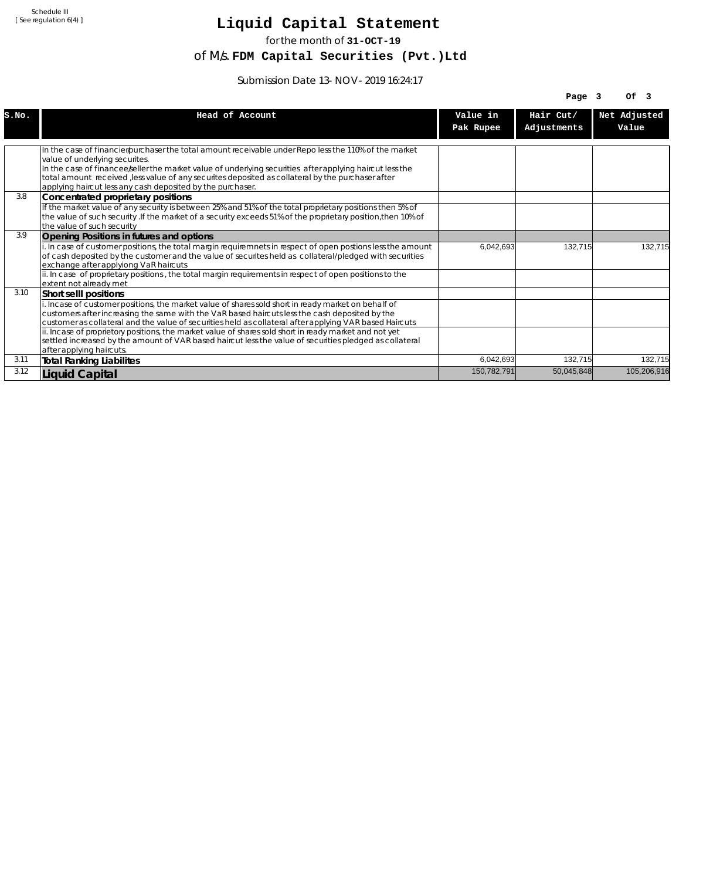Schedule III
[ See regulation 6(4) ]

# Liquid Capital Statement

for the month of **31-OCT-19**

of M/s. **FDM Capital Securities (Pvt.)Ltd**

Submission Date 13-NOV-2019 16:24:17

| S.No. | Head of Account | Value in Pak Rupee | Hair Cut/ Adjustments | Net Adjusted Value |
|---|---|---|---|---|
| | In the case of financier/purchaser the total amount receivable under Repo less the 110% of the market value of underlying securites.<br>In the case of financee/seller the market value of underlying securities after applying haircut less the total amount received ,less value of any securites deposited as collateral by the purchaser after applying haircut less any cash deposited by the purchaser. | | | |
| 3.8 | **Concentrated proprietary positions** | | | |
| | If the market value of any security is between 25% and 51% of the total proprietary positions then 5% of the value of such security .If the market of a security exceeds 51% of the proprietary position,then 10% of the value of such security | | | |
| 3.9 | **Opening Positions in futures and options** | | | |
| | i. In case of customer positions, the total margin requiremnets in respect of open postions less the amount of cash deposited by the customer and the value of securites held as collateral/pledged with securities exchange after applyiong VaR haircuts | 6,042,693 | 132,715 | 132,715 |
| | ii. In case of proprietary positions , the total margin requirements in respect of open positions to the extent not already met | | | |
| 3.10 | **Short selll positions** | | | |
| | i. Incase of customer positions, the market value of shares sold short in ready market on behalf of customers after increasing the same with the VaR based haircuts less the cash deposited by the customer as collateral and the value of securities held as collateral after applying VAR based Haircuts | | | |
| | ii. Incase of proprietory positions, the market value of shares sold short in ready market and not yet settled increased by the amount of VAR based haircut less the value of securities pledged as collateral after applying haircuts. | | | |
| 3.11 | **Total Ranking Liabilites** | 6,042,693 | 132,715 | 132,715 |
| 3.12 | **Liquid Capital** | 150,782,791 | 50,045,848 | 105,206,916 |